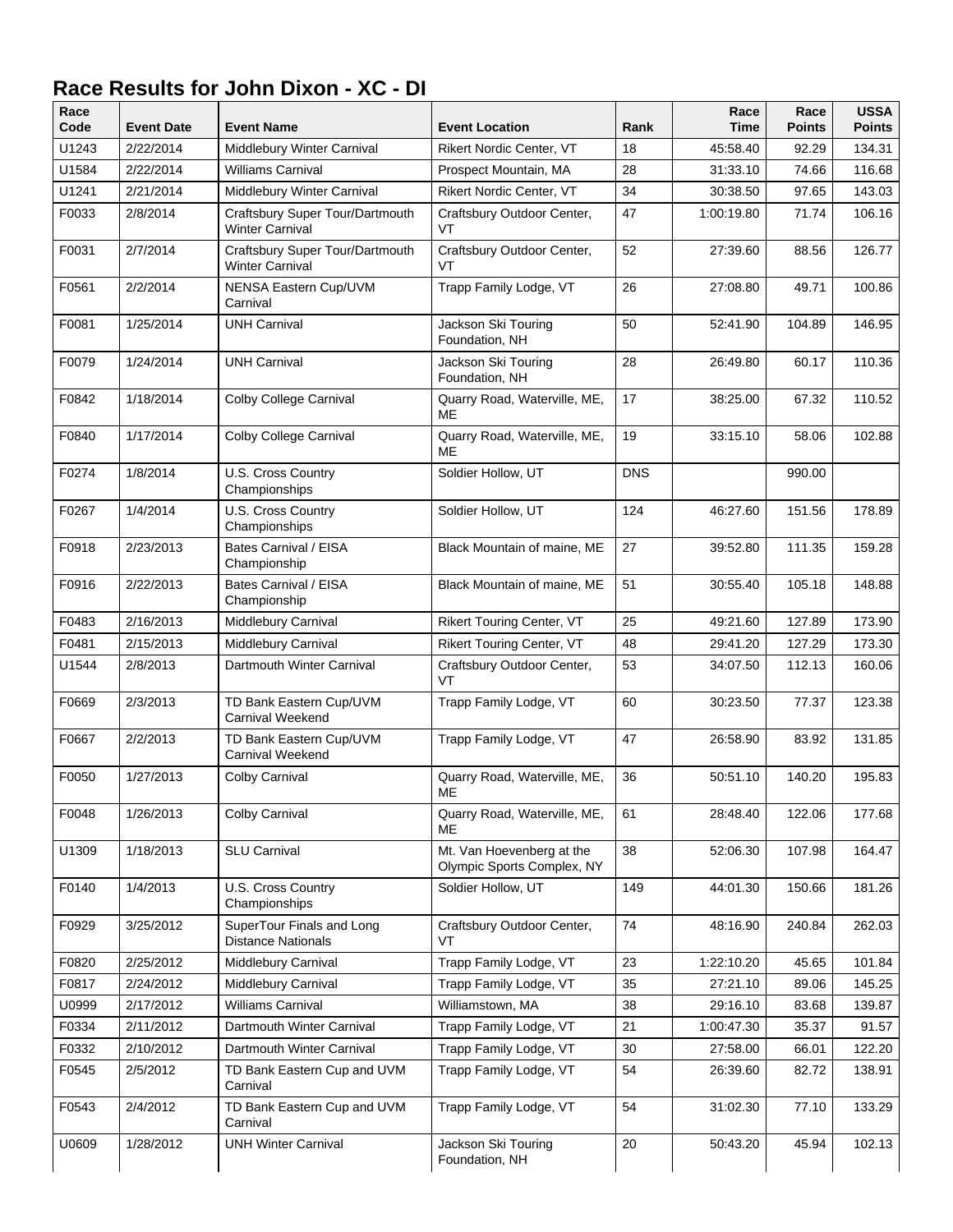# Race Results for John Dixon - XC - DI

| Race Code | Event Date | Event Name | Event Location | Rank | Race Time | Race Points | USSA Points |
|---|---|---|---|---|---|---|---|
| U1243 | 2/22/2014 | Middlebury Winter Carnival | Rikert Nordic Center, VT | 18 | 45:58.40 | 92.29 | 134.31 |
| U1584 | 2/22/2014 | Williams Carnival | Prospect Mountain, MA | 28 | 31:33.10 | 74.66 | 116.68 |
| U1241 | 2/21/2014 | Middlebury Winter Carnival | Rikert Nordic Center, VT | 34 | 30:38.50 | 97.65 | 143.03 |
| F0033 | 2/8/2014 | Craftsbury Super Tour/Dartmouth Winter Carnival | Craftsbury Outdoor Center, VT | 47 | 1:00:19.80 | 71.74 | 106.16 |
| F0031 | 2/7/2014 | Craftsbury Super Tour/Dartmouth Winter Carnival | Craftsbury Outdoor Center, VT | 52 | 27:39.60 | 88.56 | 126.77 |
| F0561 | 2/2/2014 | NENSA Eastern Cup/UVM Carnival | Trapp Family Lodge, VT | 26 | 27:08.80 | 49.71 | 100.86 |
| F0081 | 1/25/2014 | UNH Carnival | Jackson Ski Touring Foundation, NH | 50 | 52:41.90 | 104.89 | 146.95 |
| F0079 | 1/24/2014 | UNH Carnival | Jackson Ski Touring Foundation, NH | 28 | 26:49.80 | 60.17 | 110.36 |
| F0842 | 1/18/2014 | Colby College Carnival | Quarry Road, Waterville, ME, ME | 17 | 38:25.00 | 67.32 | 110.52 |
| F0840 | 1/17/2014 | Colby College Carnival | Quarry Road, Waterville, ME, ME | 19 | 33:15.10 | 58.06 | 102.88 |
| F0274 | 1/8/2014 | U.S. Cross Country Championships | Soldier Hollow, UT | DNS | | 990.00 | |
| F0267 | 1/4/2014 | U.S. Cross Country Championships | Soldier Hollow, UT | 124 | 46:27.60 | 151.56 | 178.89 |
| F0918 | 2/23/2013 | Bates Carnival / EISA Championship | Black Mountain of maine, ME | 27 | 39:52.80 | 111.35 | 159.28 |
| F0916 | 2/22/2013 | Bates Carnival / EISA Championship | Black Mountain of maine, ME | 51 | 30:55.40 | 105.18 | 148.88 |
| F0483 | 2/16/2013 | Middlebury Carnival | Rikert Touring Center, VT | 25 | 49:21.60 | 127.89 | 173.90 |
| F0481 | 2/15/2013 | Middlebury Carnival | Rikert Touring Center, VT | 48 | 29:41.20 | 127.29 | 173.30 |
| U1544 | 2/8/2013 | Dartmouth Winter Carnival | Craftsbury Outdoor Center, VT | 53 | 34:07.50 | 112.13 | 160.06 |
| F0669 | 2/3/2013 | TD Bank Eastern Cup/UVM Carnival Weekend | Trapp Family Lodge, VT | 60 | 30:23.50 | 77.37 | 123.38 |
| F0667 | 2/2/2013 | TD Bank Eastern Cup/UVM Carnival Weekend | Trapp Family Lodge, VT | 47 | 26:58.90 | 83.92 | 131.85 |
| F0050 | 1/27/2013 | Colby Carnival | Quarry Road, Waterville, ME, ME | 36 | 50:51.10 | 140.20 | 195.83 |
| F0048 | 1/26/2013 | Colby Carnival | Quarry Road, Waterville, ME, ME | 61 | 28:48.40 | 122.06 | 177.68 |
| U1309 | 1/18/2013 | SLU Carnival | Mt. Van Hoevenberg at the Olympic Sports Complex, NY | 38 | 52:06.30 | 107.98 | 164.47 |
| F0140 | 1/4/2013 | U.S. Cross Country Championships | Soldier Hollow, UT | 149 | 44:01.30 | 150.66 | 181.26 |
| F0929 | 3/25/2012 | SuperTour Finals and Long Distance Nationals | Craftsbury Outdoor Center, VT | 74 | 48:16.90 | 240.84 | 262.03 |
| F0820 | 2/25/2012 | Middlebury Carnival | Trapp Family Lodge, VT | 23 | 1:22:10.20 | 45.65 | 101.84 |
| F0817 | 2/24/2012 | Middlebury Carnival | Trapp Family Lodge, VT | 35 | 27:21.10 | 89.06 | 145.25 |
| U0999 | 2/17/2012 | Williams Carnival | Williamstown, MA | 38 | 29:16.10 | 83.68 | 139.87 |
| F0334 | 2/11/2012 | Dartmouth Winter Carnival | Trapp Family Lodge, VT | 21 | 1:00:47.30 | 35.37 | 91.57 |
| F0332 | 2/10/2012 | Dartmouth Winter Carnival | Trapp Family Lodge, VT | 30 | 27:58.00 | 66.01 | 122.20 |
| F0545 | 2/5/2012 | TD Bank Eastern Cup and UVM Carnival | Trapp Family Lodge, VT | 54 | 26:39.60 | 82.72 | 138.91 |
| F0543 | 2/4/2012 | TD Bank Eastern Cup and UVM Carnival | Trapp Family Lodge, VT | 54 | 31:02.30 | 77.10 | 133.29 |
| U0609 | 1/28/2012 | UNH Winter Carnival | Jackson Ski Touring Foundation, NH | 20 | 50:43.20 | 45.94 | 102.13 |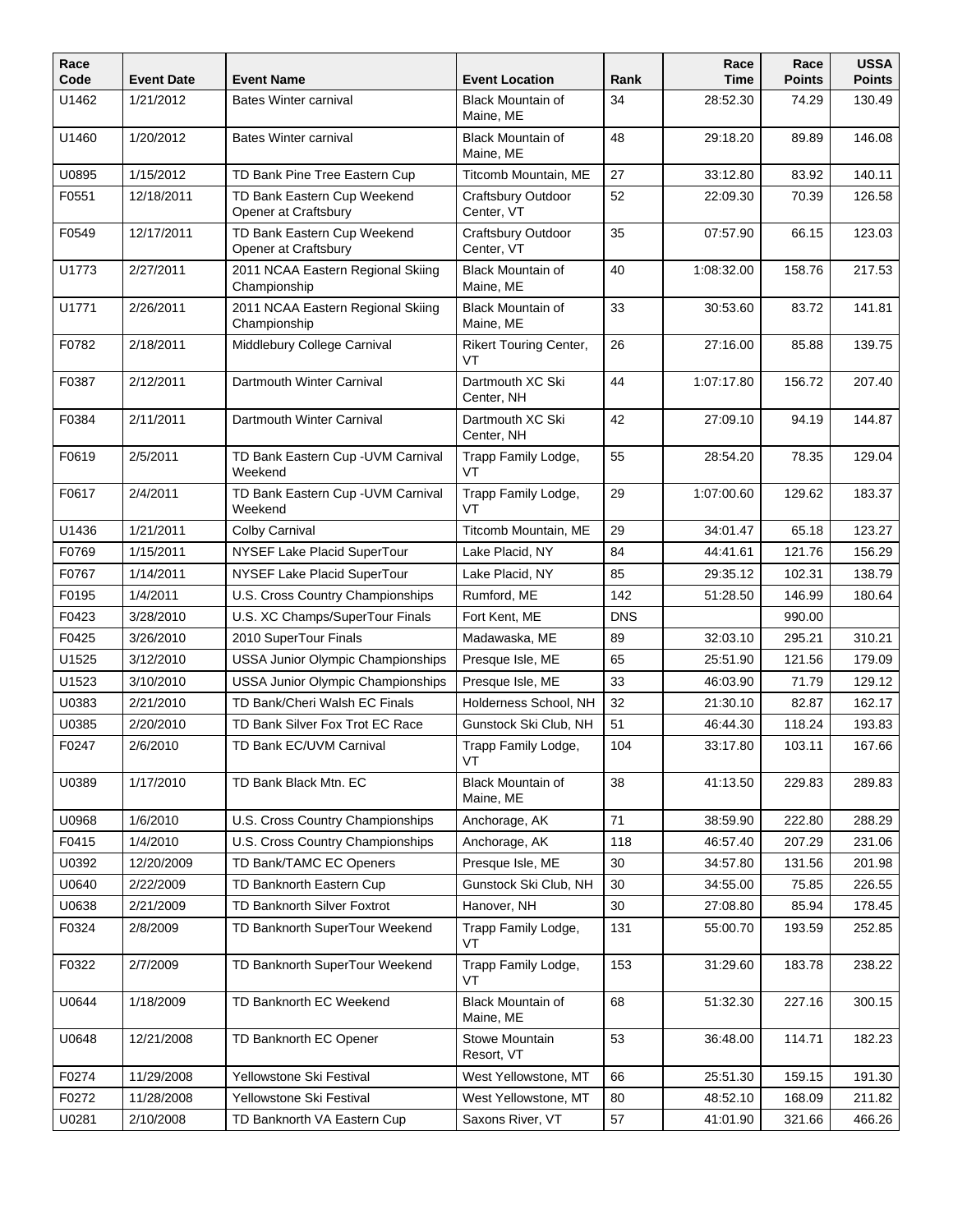| Race Code | Event Date | Event Name | Event Location | Rank | Race Time | Race Points | USSA Points |
|---|---|---|---|---|---|---|---|
| U1462 | 1/21/2012 | Bates Winter carnival | Black Mountain of Maine, ME | 34 | 28:52.30 | 74.29 | 130.49 |
| U1460 | 1/20/2012 | Bates Winter carnival | Black Mountain of Maine, ME | 48 | 29:18.20 | 89.89 | 146.08 |
| U0895 | 1/15/2012 | TD Bank Pine Tree Eastern Cup | Titcomb Mountain, ME | 27 | 33:12.80 | 83.92 | 140.11 |
| F0551 | 12/18/2011 | TD Bank Eastern Cup Weekend Opener at Craftsbury | Craftsbury Outdoor Center, VT | 52 | 22:09.30 | 70.39 | 126.58 |
| F0549 | 12/17/2011 | TD Bank Eastern Cup Weekend Opener at Craftsbury | Craftsbury Outdoor Center, VT | 35 | 07:57.90 | 66.15 | 123.03 |
| U1773 | 2/27/2011 | 2011 NCAA Eastern Regional Skiing Championship | Black Mountain of Maine, ME | 40 | 1:08:32.00 | 158.76 | 217.53 |
| U1771 | 2/26/2011 | 2011 NCAA Eastern Regional Skiing Championship | Black Mountain of Maine, ME | 33 | 30:53.60 | 83.72 | 141.81 |
| F0782 | 2/18/2011 | Middlebury College Carnival | Rikert Touring Center, VT | 26 | 27:16.00 | 85.88 | 139.75 |
| F0387 | 2/12/2011 | Dartmouth Winter Carnival | Dartmouth XC Ski Center, NH | 44 | 1:07:17.80 | 156.72 | 207.40 |
| F0384 | 2/11/2011 | Dartmouth Winter Carnival | Dartmouth XC Ski Center, NH | 42 | 27:09.10 | 94.19 | 144.87 |
| F0619 | 2/5/2011 | TD Bank Eastern Cup -UVM Carnival Weekend | Trapp Family Lodge, VT | 55 | 28:54.20 | 78.35 | 129.04 |
| F0617 | 2/4/2011 | TD Bank Eastern Cup -UVM Carnival Weekend | Trapp Family Lodge, VT | 29 | 1:07:00.60 | 129.62 | 183.37 |
| U1436 | 1/21/2011 | Colby Carnival | Titcomb Mountain, ME | 29 | 34:01.47 | 65.18 | 123.27 |
| F0769 | 1/15/2011 | NYSEF Lake Placid SuperTour | Lake Placid, NY | 84 | 44:41.61 | 121.76 | 156.29 |
| F0767 | 1/14/2011 | NYSEF Lake Placid SuperTour | Lake Placid, NY | 85 | 29:35.12 | 102.31 | 138.79 |
| F0195 | 1/4/2011 | U.S. Cross Country Championships | Rumford, ME | 142 | 51:28.50 | 146.99 | 180.64 |
| F0423 | 3/28/2010 | U.S. XC Champs/SuperTour Finals | Fort Kent, ME | DNS | | 990.00 | |
| F0425 | 3/26/2010 | 2010 SuperTour Finals | Madawaska, ME | 89 | 32:03.10 | 295.21 | 310.21 |
| U1525 | 3/12/2010 | USSA Junior Olympic Championships | Presque Isle, ME | 65 | 25:51.90 | 121.56 | 179.09 |
| U1523 | 3/10/2010 | USSA Junior Olympic Championships | Presque Isle, ME | 33 | 46:03.90 | 71.79 | 129.12 |
| U0383 | 2/21/2010 | TD Bank/Cheri Walsh EC Finals | Holderness School, NH | 32 | 21:30.10 | 82.87 | 162.17 |
| U0385 | 2/20/2010 | TD Bank Silver Fox Trot EC Race | Gunstock Ski Club, NH | 51 | 46:44.30 | 118.24 | 193.83 |
| F0247 | 2/6/2010 | TD Bank EC/UVM Carnival | Trapp Family Lodge, VT | 104 | 33:17.80 | 103.11 | 167.66 |
| U0389 | 1/17/2010 | TD Bank Black Mtn. EC | Black Mountain of Maine, ME | 38 | 41:13.50 | 229.83 | 289.83 |
| U0968 | 1/6/2010 | U.S. Cross Country Championships | Anchorage, AK | 71 | 38:59.90 | 222.80 | 288.29 |
| F0415 | 1/4/2010 | U.S. Cross Country Championships | Anchorage, AK | 118 | 46:57.40 | 207.29 | 231.06 |
| U0392 | 12/20/2009 | TD Bank/TAMC EC Openers | Presque Isle, ME | 30 | 34:57.80 | 131.56 | 201.98 |
| U0640 | 2/22/2009 | TD Banknorth Eastern Cup | Gunstock Ski Club, NH | 30 | 34:55.00 | 75.85 | 226.55 |
| U0638 | 2/21/2009 | TD Banknorth Silver Foxtrot | Hanover, NH | 30 | 27:08.80 | 85.94 | 178.45 |
| F0324 | 2/8/2009 | TD Banknorth SuperTour Weekend | Trapp Family Lodge, VT | 131 | 55:00.70 | 193.59 | 252.85 |
| F0322 | 2/7/2009 | TD Banknorth SuperTour Weekend | Trapp Family Lodge, VT | 153 | 31:29.60 | 183.78 | 238.22 |
| U0644 | 1/18/2009 | TD Banknorth EC Weekend | Black Mountain of Maine, ME | 68 | 51:32.30 | 227.16 | 300.15 |
| U0648 | 12/21/2008 | TD Banknorth EC Opener | Stowe Mountain Resort, VT | 53 | 36:48.00 | 114.71 | 182.23 |
| F0274 | 11/29/2008 | Yellowstone Ski Festival | West Yellowstone, MT | 66 | 25:51.30 | 159.15 | 191.30 |
| F0272 | 11/28/2008 | Yellowstone Ski Festival | West Yellowstone, MT | 80 | 48:52.10 | 168.09 | 211.82 |
| U0281 | 2/10/2008 | TD Banknorth VA Eastern Cup | Saxons River, VT | 57 | 41:01.90 | 321.66 | 466.26 |